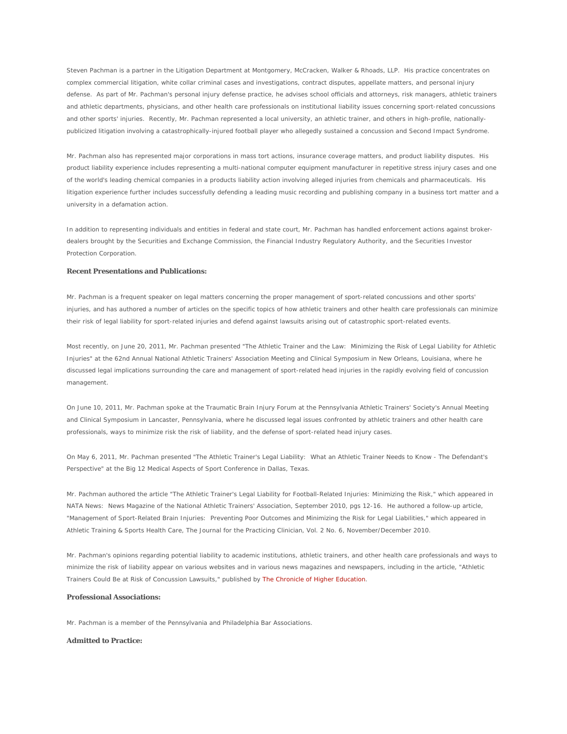Steven Pachman is a partner in the Litigation Department at Montgomery, McCracken, Walker & Rhoads, LLP. His practice concentrates on complex commercial litigation, white collar criminal cases and investigations, contract disputes, appellate matters, and personal injury defense. As part of Mr. Pachman's personal injury defense practice, he advises school officials and attorneys, risk managers, athletic trainers and athletic departments, physicians, and other health care professionals on institutional liability issues concerning sport-related concussions and other sports' injuries. Recently, Mr. Pachman represented a local university, an athletic trainer, and others in high-profile, nationally-publicized litigation involving a catastrophically-injured football player who allegedly sustained a concussion and Second Impact Syndrome.

Mr. Pachman also has represented major corporations in mass tort actions, insurance coverage matters, and product liability disputes. His product liability experience includes representing a multi-national computer equipment manufacturer in repetitive stress injury cases and one of the world's leading chemical companies in a products liability action involving alleged injuries from chemicals and pharmaceuticals. His litigation experience further includes successfully defending a leading music recording and publishing company in a business tort matter and a university in a defamation action.

In addition to representing individuals and entities in federal and state court, Mr. Pachman has handled enforcement actions against broker-dealers brought by the Securities and Exchange Commission, the Financial Industry Regulatory Authority, and the Securities Investor Protection Corporation.

**Recent Presentations and Publications:**

Mr. Pachman is a frequent speaker on legal matters concerning the proper management of sport-related concussions and other sports' injuries, and has authored a number of articles on the specific topics of how athletic trainers and other health care professionals can minimize their risk of legal liability for sport-related injuries and defend against lawsuits arising out of catastrophic sport-related events.

Most recently, on June 20, 2011, Mr. Pachman presented "The Athletic Trainer and the Law: Minimizing the Risk of Legal Liability for Athletic Injuries" at the 62nd Annual National Athletic Trainers' Association Meeting and Clinical Symposium in New Orleans, Louisiana, where he discussed legal implications surrounding the care and management of sport-related head injuries in the rapidly evolving field of concussion management.

On June 10, 2011, Mr. Pachman spoke at the Traumatic Brain Injury Forum at the Pennsylvania Athletic Trainers' Society's Annual Meeting and Clinical Symposium in Lancaster, Pennsylvania, where he discussed legal issues confronted by athletic trainers and other health care professionals, ways to minimize risk the risk of liability, and the defense of sport-related head injury cases.

On May 6, 2011, Mr. Pachman presented "The Athletic Trainer's Legal Liability: What an Athletic Trainer Needs to Know - The Defendant's Perspective" at the Big 12 Medical Aspects of Sport Conference in Dallas, Texas.

Mr. Pachman authored the article "The Athletic Trainer's Legal Liability for Football-Related Injuries: Minimizing the Risk," which appeared in NATA News: News Magazine of the National Athletic Trainers' Association, September 2010, pgs 12-16. He authored a follow-up article, "Management of Sport-Related Brain Injuries: Preventing Poor Outcomes and Minimizing the Risk for Legal Liabilities," which appeared in Athletic Training & Sports Health Care, The Journal for the Practicing Clinician, Vol. 2 No. 6, November/December 2010.

Mr. Pachman's opinions regarding potential liability to academic institutions, athletic trainers, and other health care professionals and ways to minimize the risk of liability appear on various websites and in various news magazines and newspapers, including in the article, "Athletic Trainers Could Be at Risk of Concussion Lawsuits," published by The Chronicle of Higher Education.

**Professional Associations:**

Mr. Pachman is a member of the Pennsylvania and Philadelphia Bar Associations.

**Admitted to Practice:**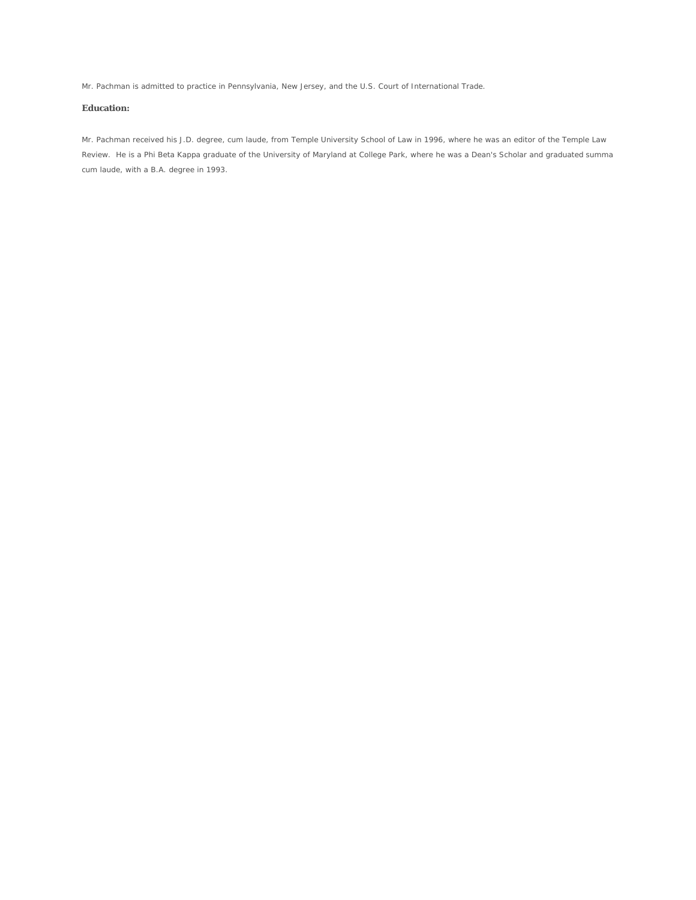Mr. Pachman is admitted to practice in Pennsylvania, New Jersey, and the U.S. Court of International Trade.

### Education:

Mr. Pachman received his J.D. degree, cum laude, from Temple University School of Law in 1996, where he was an editor of the Temple Law Review. He is a Phi Beta Kappa graduate of the University of Maryland at College Park, where he was a Dean's Scholar and graduated summa cum laude, with a B.A. degree in 1993.